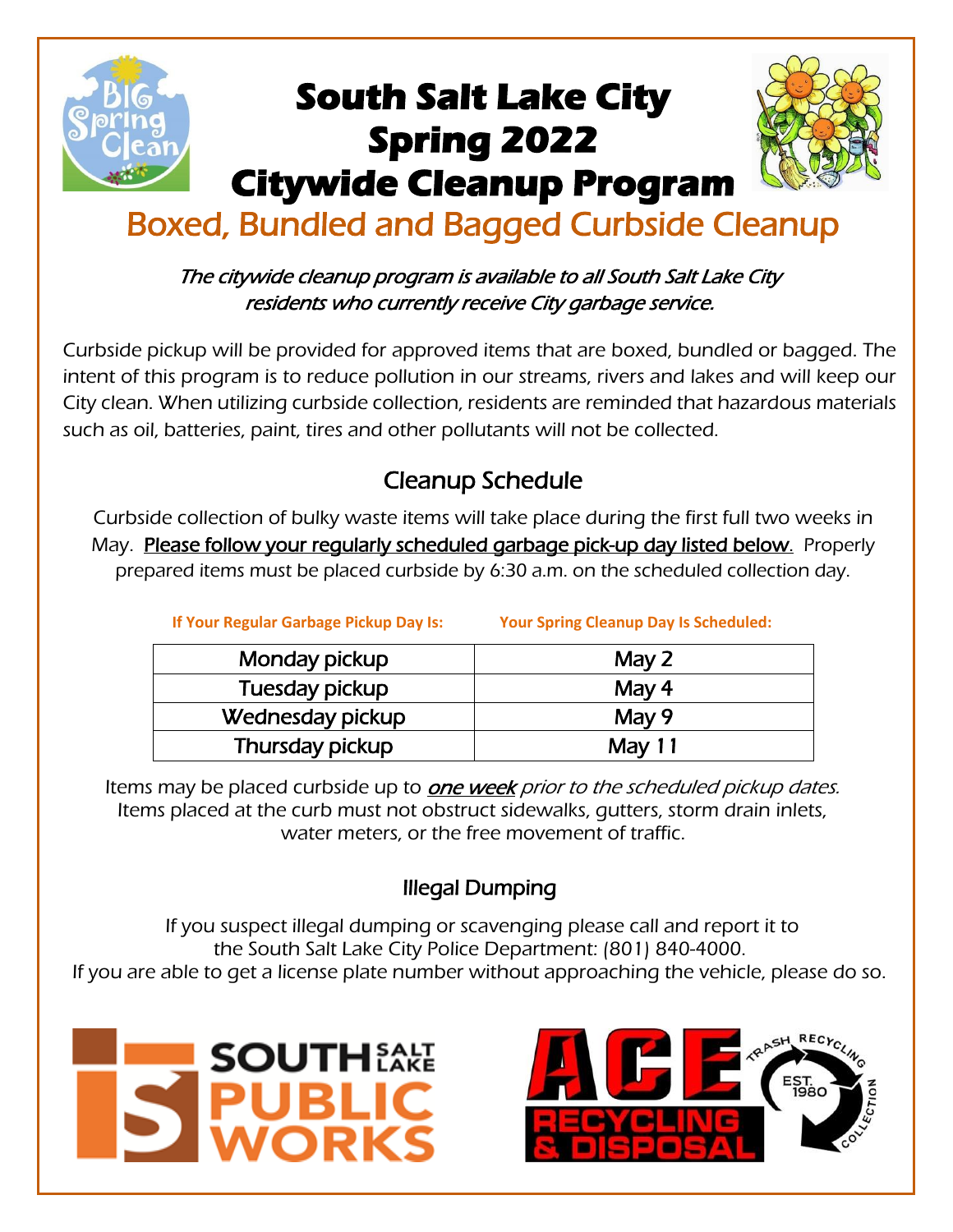# South Salt Lake City Spring 2022 Citywide Cleanup Program

## Boxed, Bundled and Bagged Curbside Cleanup

*The citywide cleanup program is available to all South Salt Lake City residents who currently receive City garbage service.*

Curbside pickup will be provided for approved items that are boxed, bundled or bagged. The intent of this program is to reduce pollution in our streams, rivers and lakes and will keep our City clean. When utilizing curbside collection, residents are reminded that hazardous materials such as oil, batteries, paint, tires and other pollutants will not be collected.

### Cleanup Schedule

Curbside collection of bulky waste items will take place during the first full two weeks in May. Please follow your regularly scheduled garbage pick-up day listed below. Properly prepared items must be placed curbside by 6:30 a.m. on the scheduled collection day.

| If Your Regular Garbage Pickup Day Is: | Your Spring Cleanup Day Is Scheduled: |
| --- | --- |
| Monday pickup | May 2 |
| Tuesday pickup | May 4 |
| Wednesday pickup | May 9 |
| Thursday pickup | May 11 |

Items may be placed curbside up to ***one week*** *prior to the scheduled pickup dates.* Items placed at the curb must not obstruct sidewalks, gutters, storm drain inlets, water meters, or the free movement of traffic.

### Illegal Dumping

If you suspect illegal dumping or scavenging please call and report it to the South Salt Lake City Police Department: (801) 840-4000.
If you are able to get a license plate number without approaching the vehicle, please do so.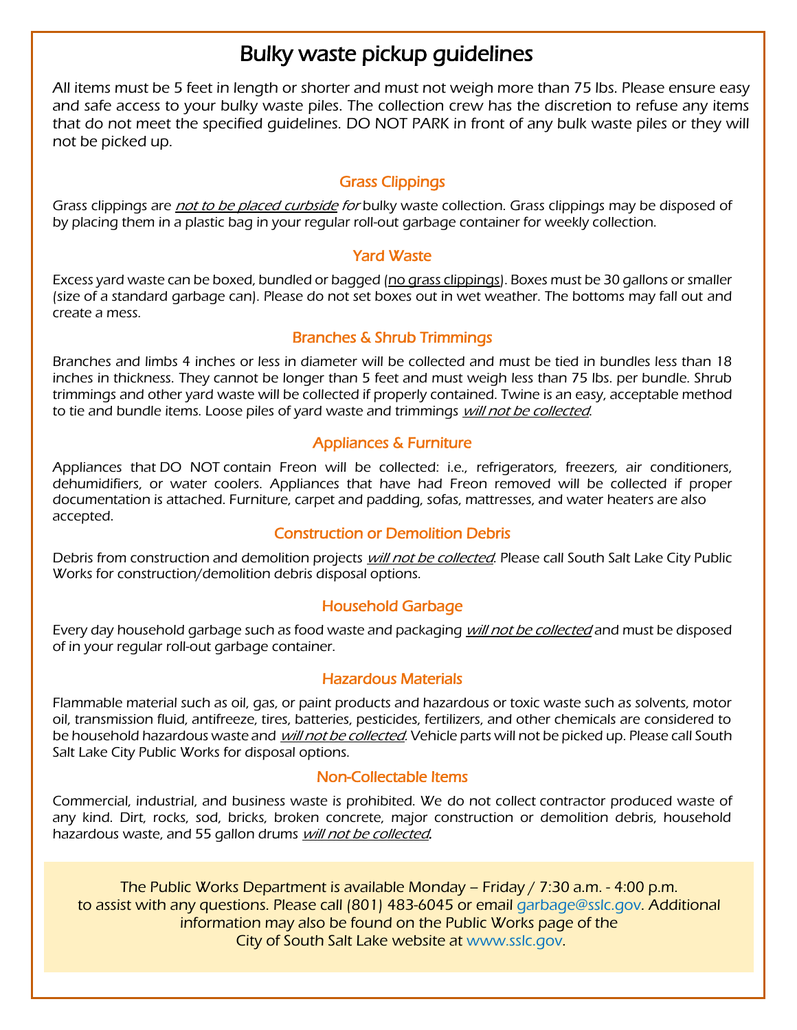# Bulky waste pickup guidelines

All items must be 5 feet in length or shorter and must not weigh more than 75 lbs. Please ensure easy and safe access to your bulky waste piles. The collection crew has the discretion to refuse any items that do not meet the specified guidelines. DO NOT PARK in front of any bulk waste piles or they will not be picked up.

## Grass Clippings

Grass clippings are *not to be placed curbside for* bulky waste collection. Grass clippings may be disposed of by placing them in a plastic bag in your regular roll-out garbage container for weekly collection.

## Yard Waste

Excess yard waste can be boxed, bundled or bagged (no grass clippings). Boxes must be 30 gallons or smaller (size of a standard garbage can). Please do not set boxes out in wet weather. The bottoms may fall out and create a mess.

## Branches & Shrub Trimmings

Branches and limbs 4 inches or less in diameter will be collected and must be tied in bundles less than 18 inches in thickness. They cannot be longer than 5 feet and must weigh less than 75 lbs. per bundle. Shrub trimmings and other yard waste will be collected if properly contained. Twine is an easy, acceptable method to tie and bundle items. Loose piles of yard waste and trimmings *will not be collected*.

## Appliances & Furniture

Appliances that DO NOT contain Freon will be collected: i.e., refrigerators, freezers, air conditioners, dehumidifiers, or water coolers. Appliances that have had Freon removed will be collected if proper documentation is attached. Furniture, carpet and padding, sofas, mattresses, and water heaters are also accepted.

## Construction or Demolition Debris

Debris from construction and demolition projects *will not be collected*. Please call South Salt Lake City Public Works for construction/demolition debris disposal options.

## Household Garbage

Every day household garbage such as food waste and packaging *will not be collected* and must be disposed of in your regular roll-out garbage container.

## Hazardous Materials

Flammable material such as oil, gas, or paint products and hazardous or toxic waste such as solvents, motor oil, transmission fluid, antifreeze, tires, batteries, pesticides, fertilizers, and other chemicals are considered to be household hazardous waste and *will not be collected*. Vehicle parts will not be picked up. Please call South Salt Lake City Public Works for disposal options.

## Non-Collectable Items

Commercial, industrial, and business waste is prohibited. We do not collect contractor produced waste of any kind. Dirt, rocks, sod, bricks, broken concrete, major construction or demolition debris, household hazardous waste, and 55 gallon drums *will not be collected*.

The Public Works Department is available Monday – Friday / 7:30 a.m. - 4:00 p.m. to assist with any questions. Please call (801) 483-6045 or email garbage@sslc.gov. Additional information may also be found on the Public Works page of the City of South Salt Lake website at www.sslc.gov.